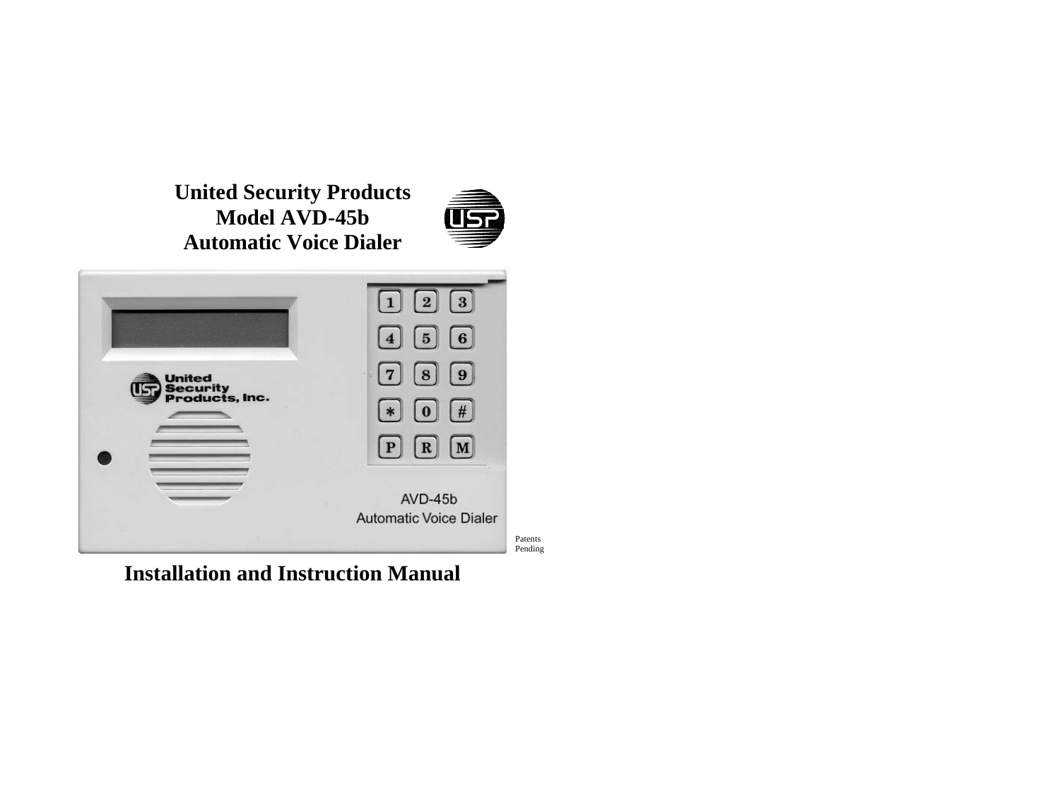# United Security Products
# Model AVD-45b
# Automatic Voice Dialer

Patents Pending

## Installation and Instruction Manual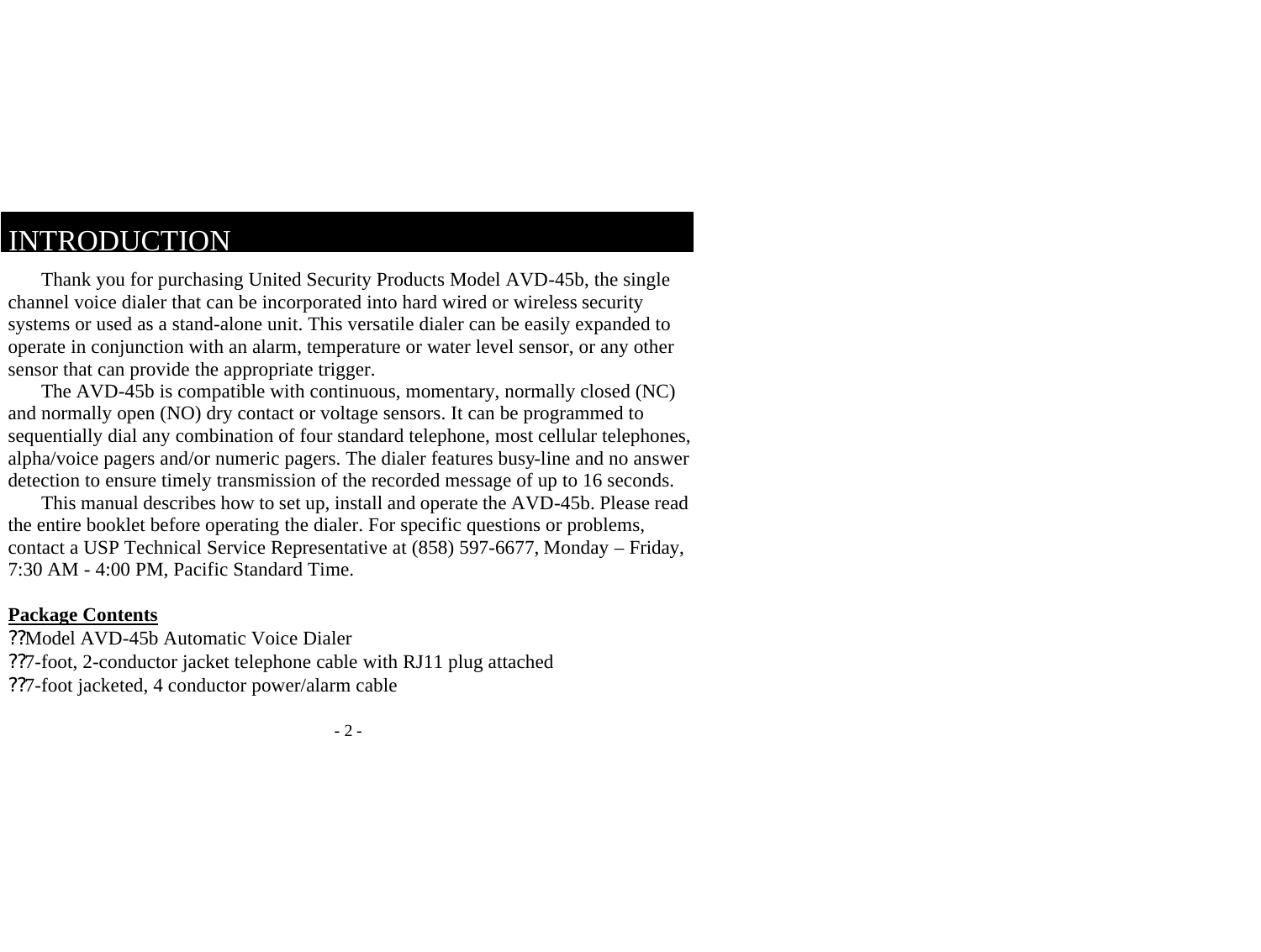# INTRODUCTION

Thank you for purchasing United Security Products Model AVD-45b, the single channel voice dialer that can be incorporated into hard wired or wireless security systems or used as a stand-alone unit. This versatile dialer can be easily expanded to operate in conjunction with an alarm, temperature or water level sensor, or any other sensor that can provide the appropriate trigger.

The AVD-45b is compatible with continuous, momentary, normally closed (NC) and normally open (NO) dry contact or voltage sensors. It can be programmed to sequentially dial any combination of four standard telephone, most cellular telephones, alpha/voice pagers and/or numeric pagers. The dialer features busy-line and no answer detection to ensure timely transmission of the recorded message of up to 16 seconds.

This manual describes how to set up, install and operate the AVD-45b. Please read the entire booklet before operating the dialer. For specific questions or problems, contact a USP Technical Service Representative at (858) 597-6677, Monday – Friday, 7:30 AM - 4:00 PM, Pacific Standard Time.

**Package Contents**

- Model AVD-45b Automatic Voice Dialer
- 7-foot, 2-conductor jacket telephone cable with RJ11 plug attached
- 7-foot jacketed, 4 conductor power/alarm cable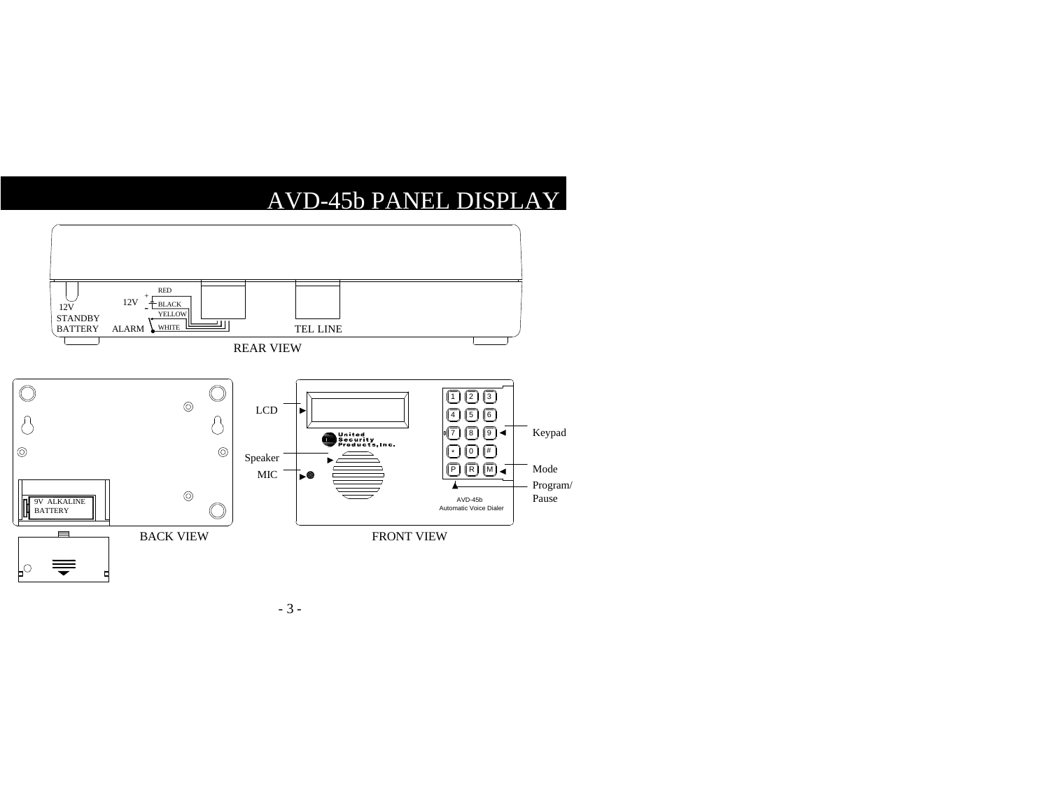# AVD-45b PANEL DISPLAY

12V STANDBY BATTERY

12V ALARM

RED

BLACK

YELLOW

WHITE

TEL LINE

REAR VIEW

9V ALKALINE BATTERY

BACK VIEW

LCD

Speaker

MIC

United Security Products, Inc.

AVD-45b

Automatic Voice Dialer

Keypad

Mode

Program/ Pause

FRONT VIEW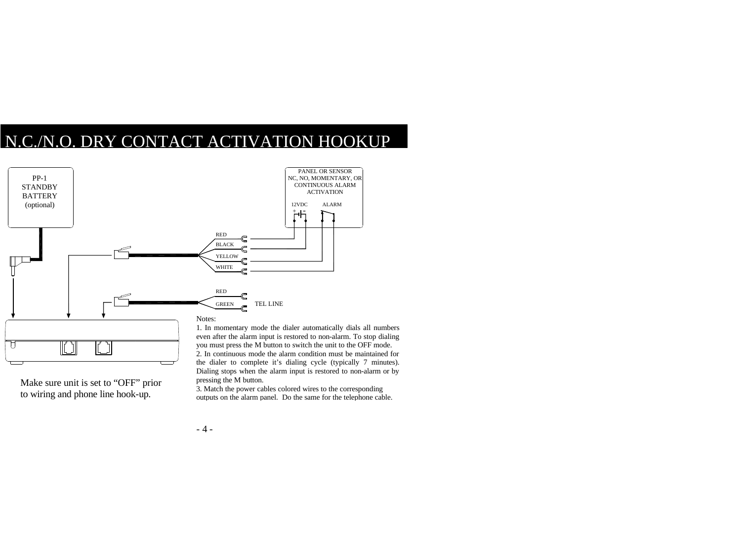# N.C./N.O. DRY CONTACT ACTIVATION HOOKUP

PP-1
STANDBY
BATTERY
(optional)

PANEL OR SENSOR
NC, NO, MOMENTARY, OR
CONTINUOUS ALARM
ACTIVATION

12VDC ALARM

RED
BLACK
YELLOW
WHITE

RED
GREEN TEL LINE

Make sure unit is set to "OFF" prior to wiring and phone line hook-up.

Notes:

1. In momentary mode the dialer automatically dials all numbers even after the alarm input is restored to non-alarm. To stop dialing you must press the M button to switch the unit to the OFF mode.
2. In continuous mode the alarm condition must be maintained for the dialer to complete it's dialing cycle (typically 7 minutes). Dialing stops when the alarm input is restored to non-alarm or by pressing the M button.
3. Match the power cables colored wires to the corresponding outputs on the alarm panel. Do the same for the telephone cable.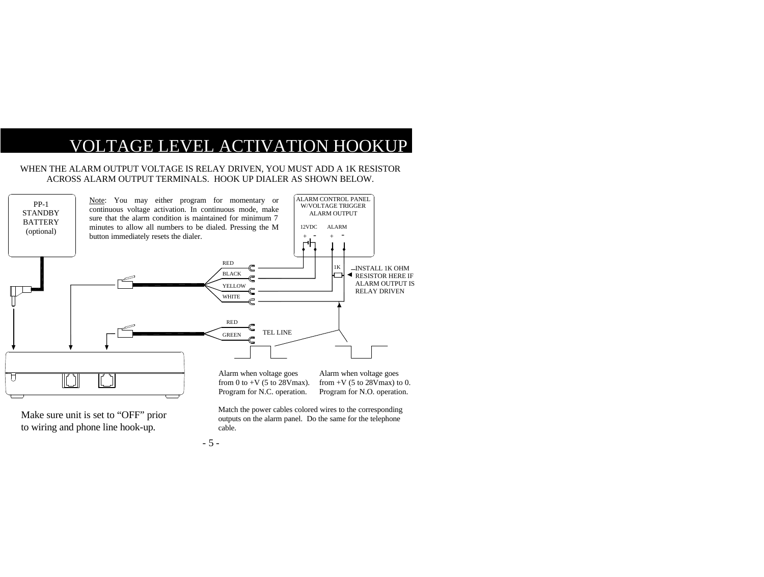# VOLTAGE LEVEL ACTIVATION HOOKUP

WHEN THE ALARM OUTPUT VOLTAGE IS RELAY DRIVEN, YOU MUST ADD A 1K RESISTOR ACROSS ALARM OUTPUT TERMINALS. HOOK UP DIALER AS SHOWN BELOW.

PP-1 STANDBY BATTERY (optional)

Note: You may either program for momentary or continuous voltage activation. In continuous mode, make sure that the alarm condition is maintained for minimum 7 minutes to allow all numbers to be dialed. Pressing the M button immediately resets the dialer.

ALARM CONTROL PANEL W/VOLTAGE TRIGGER ALARM OUTPUT

12VDC + -  ALARM + -

RED

BLACK

YELLOW

WHITE

1K

INSTALL 1K OHM RESISTOR HERE IF ALARM OUTPUT IS RELAY DRIVEN

RED

GREEN

TEL LINE

Alarm when voltage goes from 0 to +V (5 to 28Vmax). Program for N.C. operation.

Alarm when voltage goes from +V (5 to 28Vmax) to 0. Program for N.O. operation.

Make sure unit is set to "OFF" prior to wiring and phone line hook-up.

Match the power cables colored wires to the corresponding outputs on the alarm panel. Do the same for the telephone cable.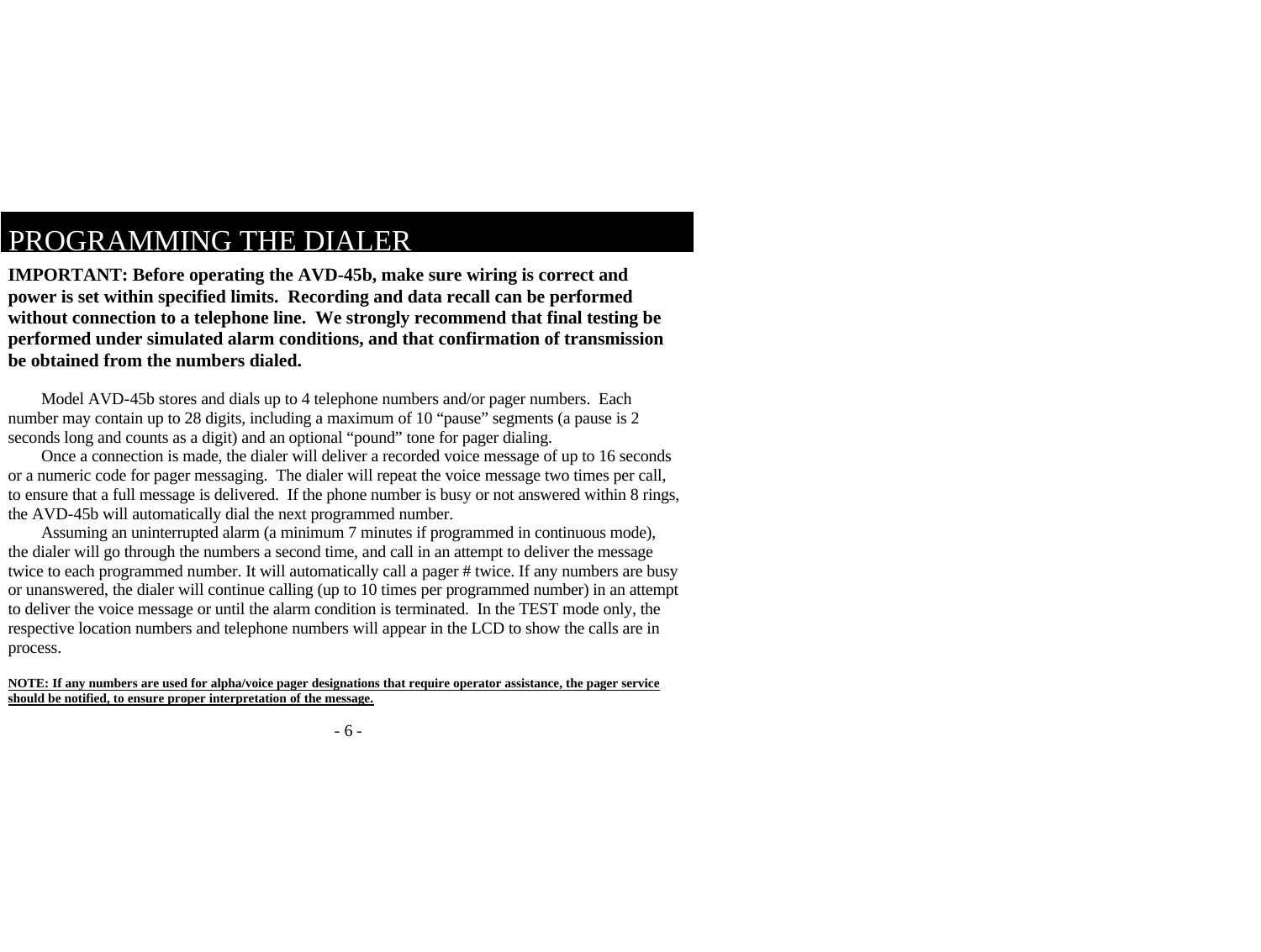# PROGRAMMING THE DIALER

**IMPORTANT: Before operating the AVD-45b, make sure wiring is correct and power is set within specified limits. Recording and data recall can be performed without connection to a telephone line. We strongly recommend that final testing be performed under simulated alarm conditions, and that confirmation of transmission be obtained from the numbers dialed.**

Model AVD-45b stores and dials up to 4 telephone numbers and/or pager numbers. Each number may contain up to 28 digits, including a maximum of 10 "pause" segments (a pause is 2 seconds long and counts as a digit) and an optional "pound" tone for pager dialing.

Once a connection is made, the dialer will deliver a recorded voice message of up to 16 seconds or a numeric code for pager messaging. The dialer will repeat the voice message two times per call, to ensure that a full message is delivered. If the phone number is busy or not answered within 8 rings, the AVD-45b will automatically dial the next programmed number.

Assuming an uninterrupted alarm (a minimum 7 minutes if programmed in continuous mode), the dialer will go through the numbers a second time, and call in an attempt to deliver the message twice to each programmed number. It will automatically call a pager # twice. If any numbers are busy or unanswered, the dialer will continue calling (up to 10 times per programmed number) in an attempt to deliver the voice message or until the alarm condition is terminated. In the TEST mode only, the respective location numbers and telephone numbers will appear in the LCD to show the calls are in process.

**NOTE: If any numbers are used for alpha/voice pager designations that require operator assistance, the pager service should be notified, to ensure proper interpretation of the message.**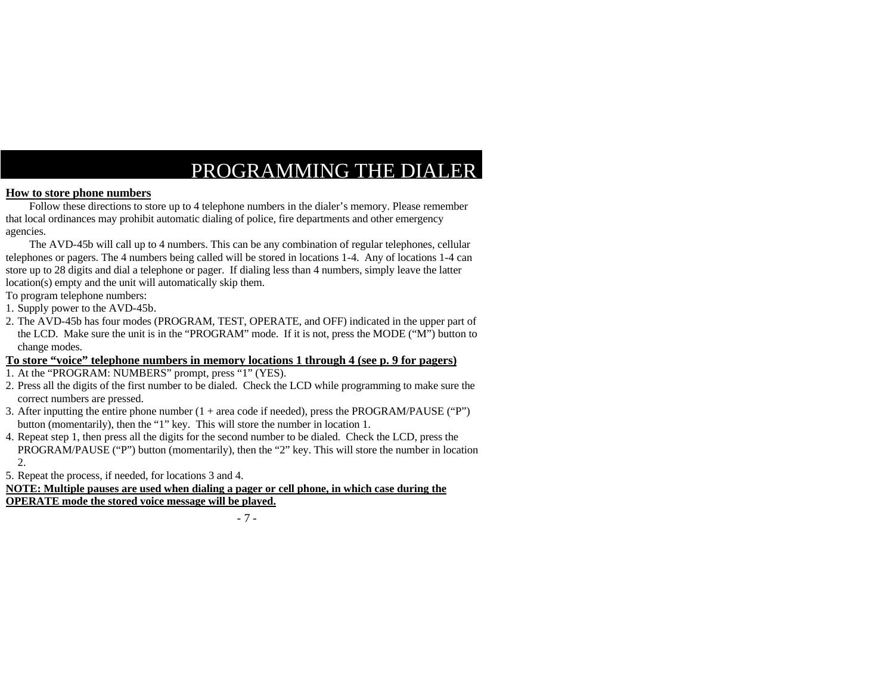# PROGRAMMING THE DIALER

**<u>How to store phone numbers</u>**

Follow these directions to store up to 4 telephone numbers in the dialer's memory. Please remember that local ordinances may prohibit automatic dialing of police, fire departments and other emergency agencies.

The AVD-45b will call up to 4 numbers. This can be any combination of regular telephones, cellular telephones or pagers. The 4 numbers being called will be stored in locations 1-4. Any of locations 1-4 can store up to 28 digits and dial a telephone or pager. If dialing less than 4 numbers, simply leave the latter location(s) empty and the unit will automatically skip them.

To program telephone numbers:

1. Supply power to the AVD-45b.
2. The AVD-45b has four modes (PROGRAM, TEST, OPERATE, and OFF) indicated in the upper part of the LCD. Make sure the unit is in the "PROGRAM" mode. If it is not, press the MODE ("M") button to change modes.

**<u>To store "voice" telephone numbers in memory locations 1 through 4 (see p. 9 for pagers)</u>**

1. At the "PROGRAM: NUMBERS" prompt, press "1" (YES).
2. Press all the digits of the first number to be dialed. Check the LCD while programming to make sure the correct numbers are pressed.
3. After inputting the entire phone number (1 + area code if needed), press the PROGRAM/PAUSE ("P") button (momentarily), then the "1" key. This will store the number in location 1.
4. Repeat step 1, then press all the digits for the second number to be dialed. Check the LCD, press the PROGRAM/PAUSE ("P") button (momentarily), then the "2" key. This will store the number in location 2.
5. Repeat the process, if needed, for locations 3 and 4.

**<u>NOTE: Multiple pauses are used when dialing a pager or cell phone, in which case during the OPERATE mode the stored voice message will be played.</u>**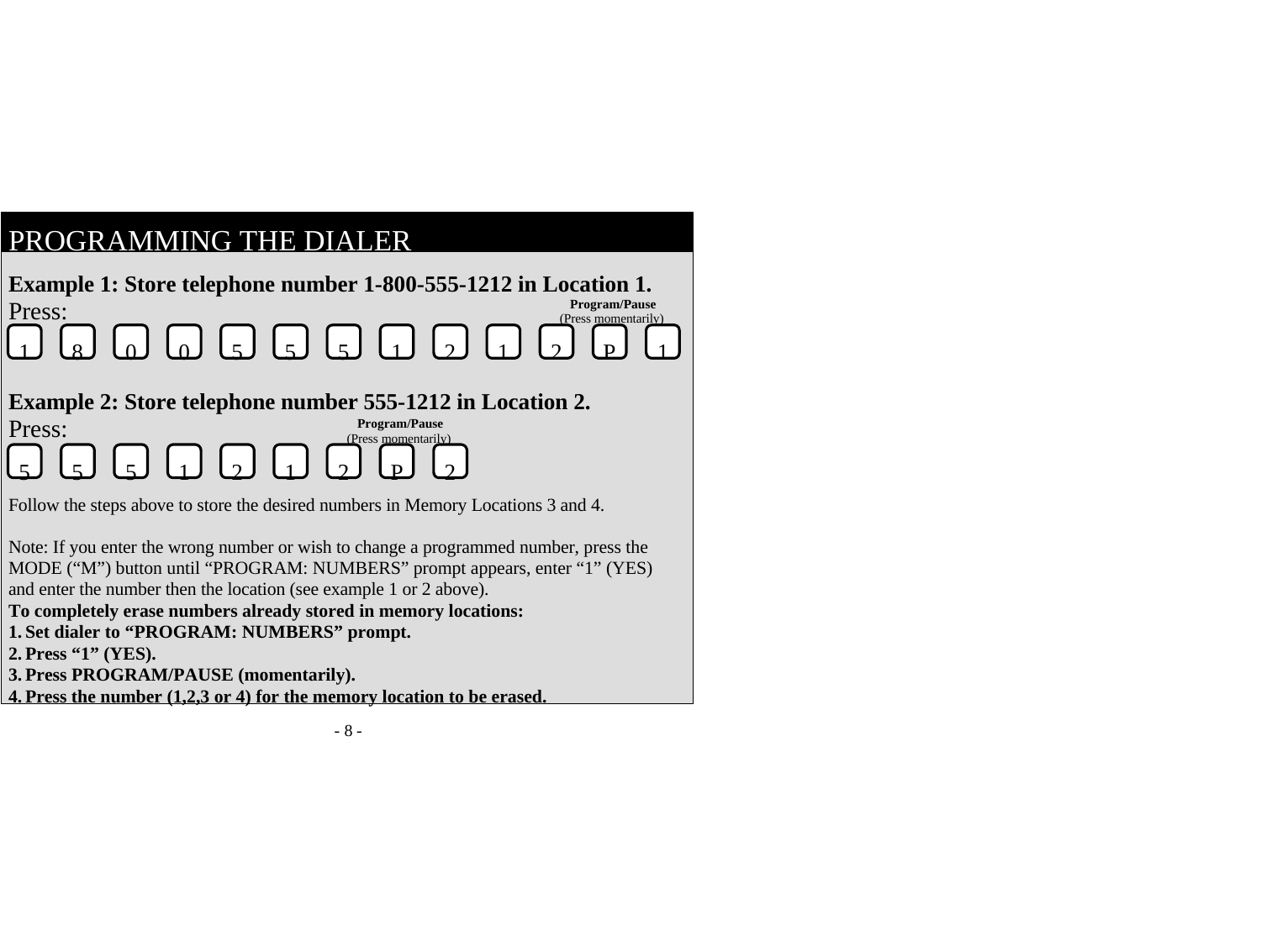# PROGRAMMING THE DIALER

**Example 1: Store telephone number 1-800-555-1212 in Location 1.**

Press:

**Program/Pause** (Press momentarily)

1 8 0 0 5 5 5 1 2 1 2 P 1

**Example 2: Store telephone number 555-1212 in Location 2.**

Press:

**Program/Pause** (Press momentarily)

5 5 5 1 2 1 2 P 2

Follow the steps above to store the desired numbers in Memory Locations 3 and 4.

Note: If you enter the wrong number or wish to change a programmed number, press the MODE (“M”) button until “PROGRAM: NUMBERS” prompt appears, enter “1” (YES) and enter the number then the location (see example 1 or 2 above).

**To completely erase numbers already stored in memory locations:**

1. **Set dialer to “PROGRAM: NUMBERS” prompt.**
2. **Press “1” (YES).**
3. **Press PROGRAM/PAUSE (momentarily).**
4. **Press the number (1,2,3 or 4) for the memory location to be erased.**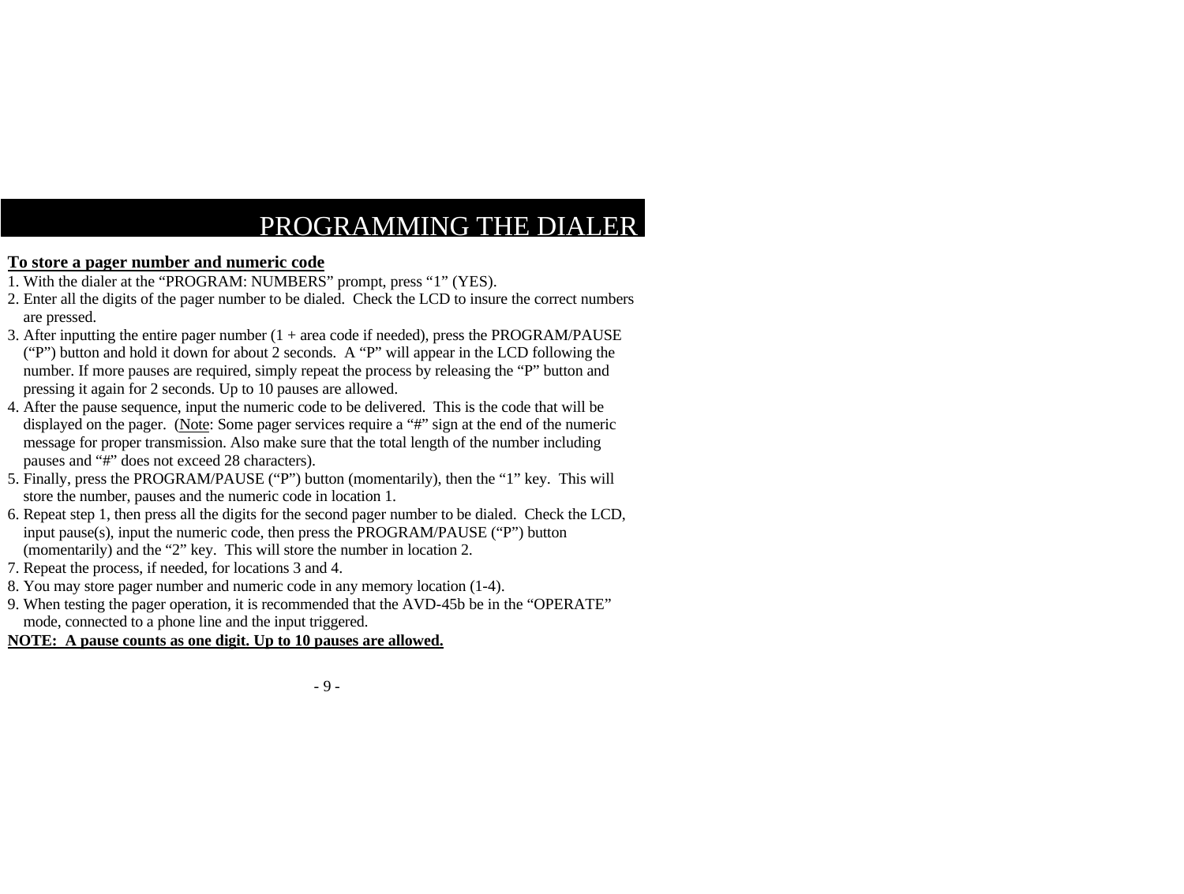# PROGRAMMING THE DIALER

**To store a pager number and numeric code**

1. With the dialer at the "PROGRAM: NUMBERS" prompt, press "1" (YES).
2. Enter all the digits of the pager number to be dialed. Check the LCD to insure the correct numbers are pressed.
3. After inputting the entire pager number (1 + area code if needed), press the PROGRAM/PAUSE ("P") button and hold it down for about 2 seconds. A "P" will appear in the LCD following the number. If more pauses are required, simply repeat the process by releasing the "P" button and pressing it again for 2 seconds. Up to 10 pauses are allowed.
4. After the pause sequence, input the numeric code to be delivered. This is the code that will be displayed on the pager. (Note: Some pager services require a "#" sign at the end of the numeric message for proper transmission. Also make sure that the total length of the number including pauses and "#" does not exceed 28 characters).
5. Finally, press the PROGRAM/PAUSE ("P") button (momentarily), then the "1" key. This will store the number, pauses and the numeric code in location 1.
6. Repeat step 1, then press all the digits for the second pager number to be dialed. Check the LCD, input pause(s), input the numeric code, then press the PROGRAM/PAUSE ("P") button (momentarily) and the "2" key. This will store the number in location 2.
7. Repeat the process, if needed, for locations 3 and 4.
8. You may store pager number and numeric code in any memory location (1-4).
9. When testing the pager operation, it is recommended that the AVD-45b be in the "OPERATE" mode, connected to a phone line and the input triggered.

**NOTE: A pause counts as one digit. Up to 10 pauses are allowed.**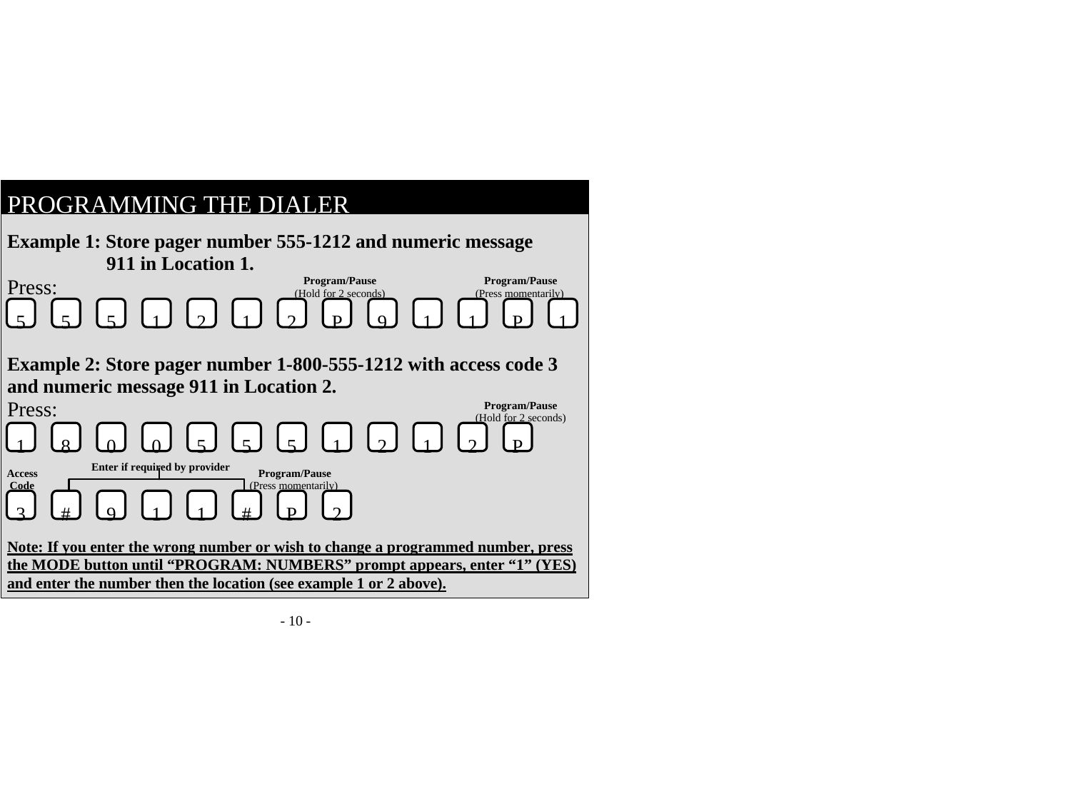# PROGRAMMING THE DIALER

**Example 1: Store pager number 555-1212 and numeric message 911 in Location 1.**

Press:

5 5 5 1 2 1 2 P 9 1 1 P 1

(First P: **Program/Pause** (Hold for 2 seconds); second P: **Program/Pause** (Press momentarily))

**Example 2: Store pager number 1-800-555-1212 with access code 3 and numeric message 911 in Location 2.**

Press:

1 8 0 0 5 5 5 1 2 1 2 P

(P: **Program/Pause** (Hold for 2 seconds))

3 # 9 1 1 # P 2

(3: **Access Code**; # 9 1 1 #: **Enter if required by provider**; P: **Program/Pause** (Press momentarily))

**Note: If you enter the wrong number or wish to change a programmed number, press the MODE button until "PROGRAM: NUMBERS" prompt appears, enter "1" (YES) and enter the number then the location (see example 1 or 2 above).**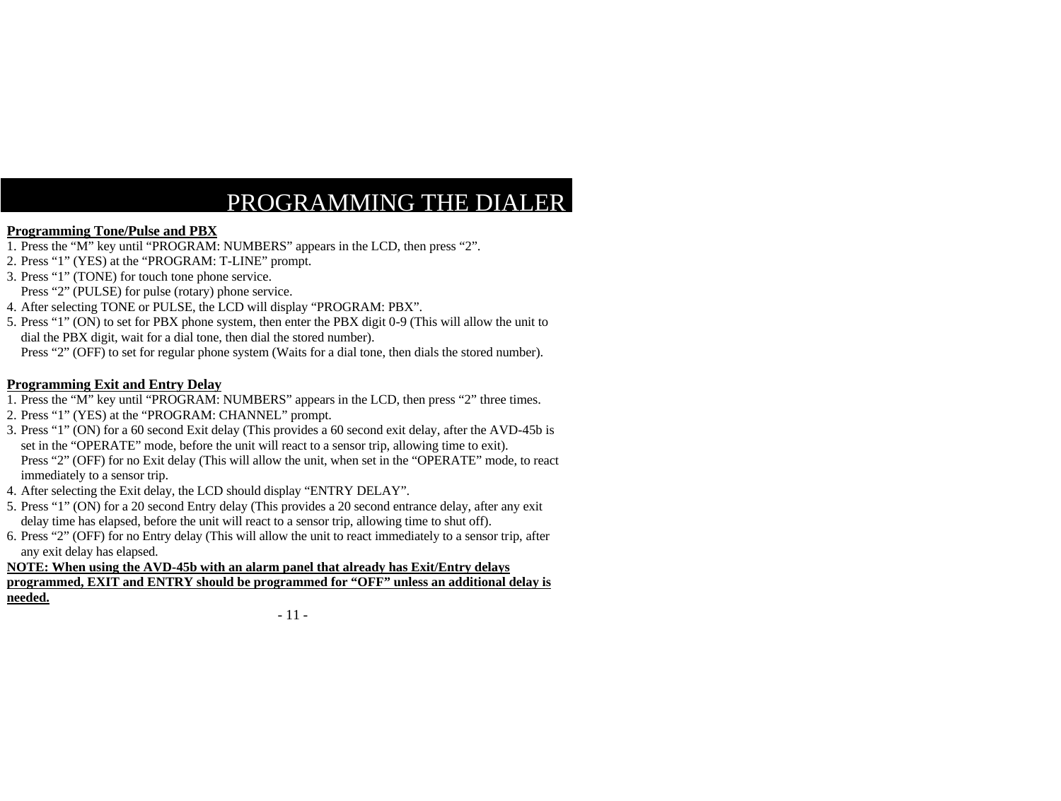# PROGRAMMING THE DIALER

**Programming Tone/Pulse and PBX**

1. Press the “M” key until “PROGRAM: NUMBERS” appears in the LCD, then press “2”.
2. Press “1” (YES) at the “PROGRAM: T-LINE” prompt.
3. Press “1” (TONE) for touch tone phone service.  
   Press “2” (PULSE) for pulse (rotary) phone service.
4. After selecting TONE or PULSE, the LCD will display “PROGRAM: PBX”.
5. Press “1” (ON) to set for PBX phone system, then enter the PBX digit 0-9 (This will allow the unit to dial the PBX digit, wait for a dial tone, then dial the stored number).  
   Press “2” (OFF) to set for regular phone system (Waits for a dial tone, then dials the stored number).

**Programming Exit and Entry Delay**

1. Press the “M” key until “PROGRAM: NUMBERS” appears in the LCD, then press “2” three times.
2. Press “1” (YES) at the “PROGRAM: CHANNEL” prompt.
3. Press “1” (ON) for a 60 second Exit delay (This provides a 60 second exit delay, after the AVD-45b is set in the “OPERATE” mode, before the unit will react to a sensor trip, allowing time to exit).  
   Press “2” (OFF) for no Exit delay (This will allow the unit, when set in the “OPERATE” mode, to react immediately to a sensor trip.
4. After selecting the Exit delay, the LCD should display “ENTRY DELAY”.
5. Press “1” (ON) for a 20 second Entry delay (This provides a 20 second entrance delay, after any exit delay time has elapsed, before the unit will react to a sensor trip, allowing time to shut off).
6. Press “2” (OFF) for no Entry delay (This will allow the unit to react immediately to a sensor trip, after any exit delay has elapsed.

**NOTE: When using the AVD-45b with an alarm panel that already has Exit/Entry delays programmed, EXIT and ENTRY should be programmed for “OFF” unless an additional delay is needed.**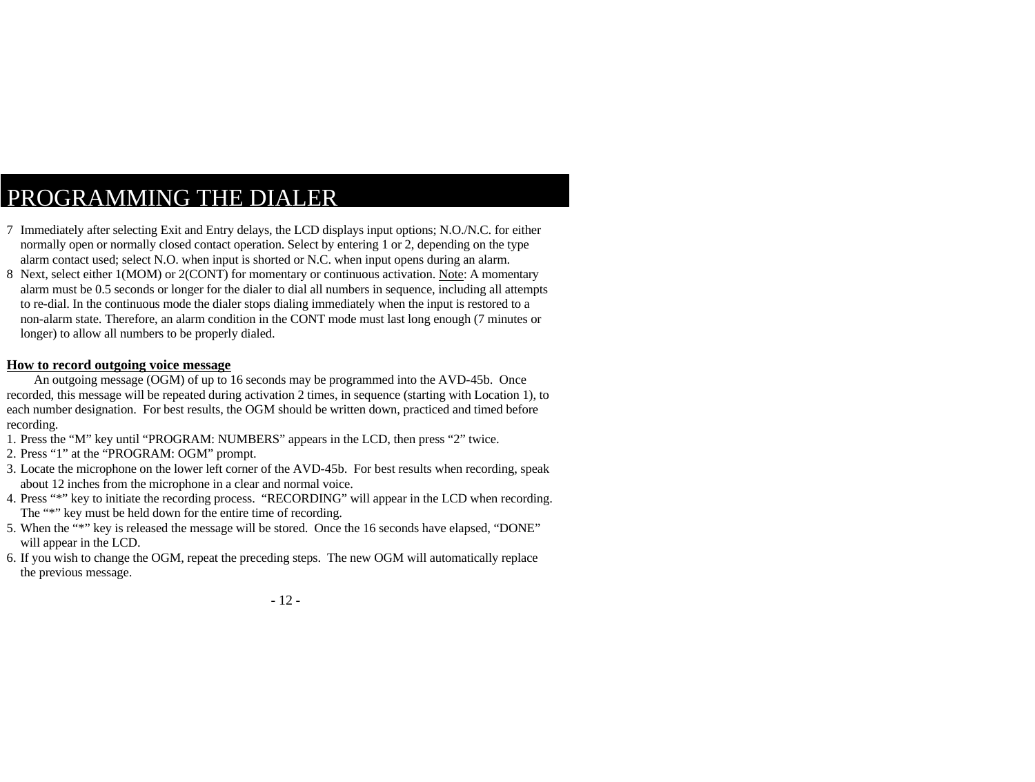# PROGRAMMING THE DIALER

7 Immediately after selecting Exit and Entry delays, the LCD displays input options; N.O./N.C. for either normally open or normally closed contact operation. Select by entering 1 or 2, depending on the type alarm contact used; select N.O. when input is shorted or N.C. when input opens during an alarm.

8 Next, select either 1(MOM) or 2(CONT) for momentary or continuous activation. Note: A momentary alarm must be 0.5 seconds or longer for the dialer to dial all numbers in sequence, including all attempts to re-dial. In the continuous mode the dialer stops dialing immediately when the input is restored to a non-alarm state. Therefore, an alarm condition in the CONT mode must last long enough (7 minutes or longer) to allow all numbers to be properly dialed.

**How to record outgoing voice message**

An outgoing message (OGM) of up to 16 seconds may be programmed into the AVD-45b. Once recorded, this message will be repeated during activation 2 times, in sequence (starting with Location 1), to each number designation. For best results, the OGM should be written down, practiced and timed before recording.

1. Press the “M” key until “PROGRAM: NUMBERS” appears in the LCD, then press “2” twice.
2. Press “1” at the “PROGRAM: OGM” prompt.
3. Locate the microphone on the lower left corner of the AVD-45b. For best results when recording, speak about 12 inches from the microphone in a clear and normal voice.
4. Press “*” key to initiate the recording process. “RECORDING” will appear in the LCD when recording. The “*” key must be held down for the entire time of recording.
5. When the “*” key is released the message will be stored. Once the 16 seconds have elapsed, “DONE” will appear in the LCD.
6. If you wish to change the OGM, repeat the preceding steps. The new OGM will automatically replace the previous message.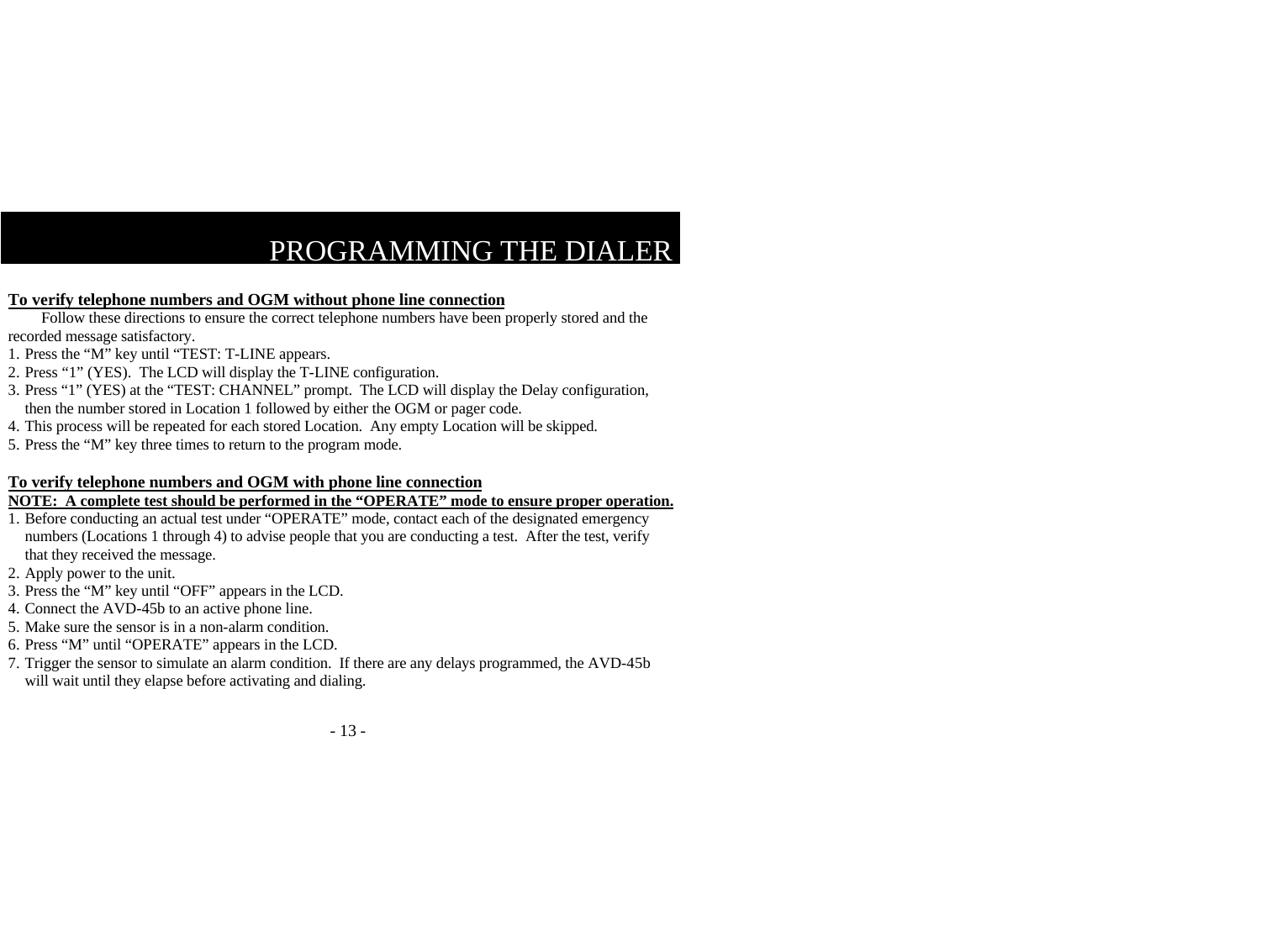# PROGRAMMING THE DIALER

**To verify telephone numbers and OGM without phone line connection**

Follow these directions to ensure the correct telephone numbers have been properly stored and the recorded message satisfactory.

1. Press the "M" key until "TEST: T-LINE appears.
2. Press "1" (YES). The LCD will display the T-LINE configuration.
3. Press "1" (YES) at the "TEST: CHANNEL" prompt. The LCD will display the Delay configuration, then the number stored in Location 1 followed by either the OGM or pager code.
4. This process will be repeated for each stored Location. Any empty Location will be skipped.
5. Press the "M" key three times to return to the program mode.

**To verify telephone numbers and OGM with phone line connection**

**NOTE: A complete test should be performed in the "OPERATE" mode to ensure proper operation.**

1. Before conducting an actual test under "OPERATE" mode, contact each of the designated emergency numbers (Locations 1 through 4) to advise people that you are conducting a test. After the test, verify that they received the message.
2. Apply power to the unit.
3. Press the "M" key until "OFF" appears in the LCD.
4. Connect the AVD-45b to an active phone line.
5. Make sure the sensor is in a non-alarm condition.
6. Press "M" until "OPERATE" appears in the LCD.
7. Trigger the sensor to simulate an alarm condition. If there are any delays programmed, the AVD-45b will wait until they elapse before activating and dialing.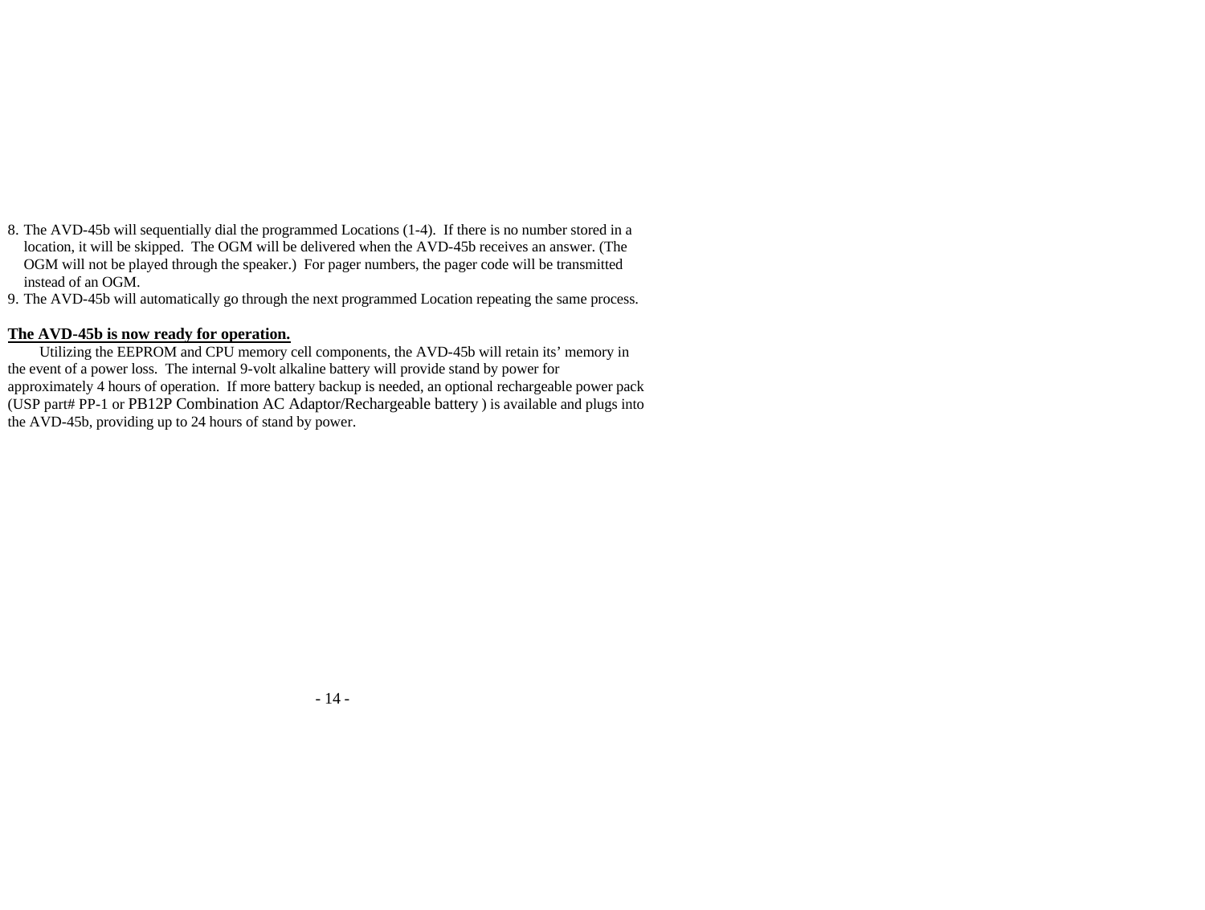8. The AVD-45b will sequentially dial the programmed Locations (1-4). If there is no number stored in a location, it will be skipped. The OGM will be delivered when the AVD-45b receives an answer. (The OGM will not be played through the speaker.) For pager numbers, the pager code will be transmitted instead of an OGM.
9. The AVD-45b will automatically go through the next programmed Location repeating the same process.

**The AVD-45b is now ready for operation.**

Utilizing the EEPROM and CPU memory cell components, the AVD-45b will retain its' memory in the event of a power loss. The internal 9-volt alkaline battery will provide stand by power for approximately 4 hours of operation. If more battery backup is needed, an optional rechargeable power pack (USP part# PP-1 or PB12P Combination AC Adaptor/Rechargeable battery ) is available and plugs into the AVD-45b, providing up to 24 hours of stand by power.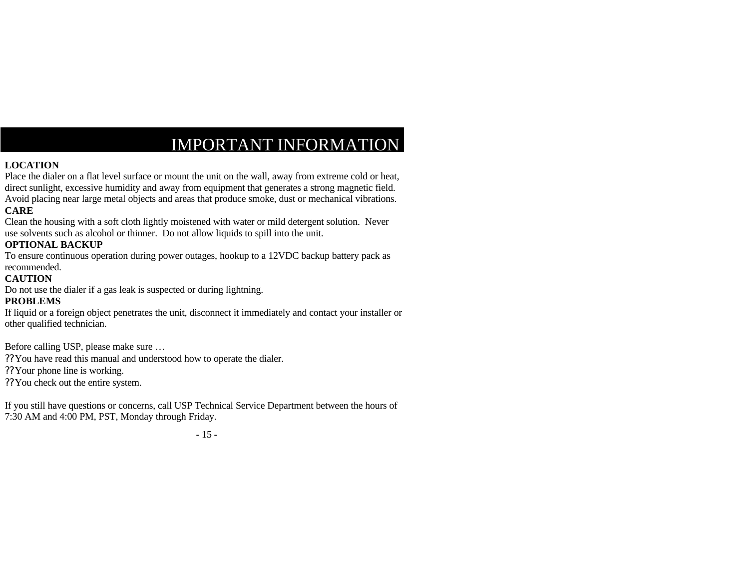# IMPORTANT INFORMATION

**LOCATION**

Place the dialer on a flat level surface or mount the unit on the wall, away from extreme cold or heat, direct sunlight, excessive humidity and away from equipment that generates a strong magnetic field. Avoid placing near large metal objects and areas that produce smoke, dust or mechanical vibrations.

**CARE**

Clean the housing with a soft cloth lightly moistened with water or mild detergent solution. Never use solvents such as alcohol or thinner. Do not allow liquids to spill into the unit.

**OPTIONAL BACKUP**

To ensure continuous operation during power outages, hookup to a 12VDC backup battery pack as recommended.

**CAUTION**

Do not use the dialer if a gas leak is suspected or during lightning.

**PROBLEMS**

If liquid or a foreign object penetrates the unit, disconnect it immediately and contact your installer or other qualified technician.

Before calling USP, please make sure …

- ??You have read this manual and understood how to operate the dialer.
- ??Your phone line is working.
- ??You check out the entire system.

If you still have questions or concerns, call USP Technical Service Department between the hours of 7:30 AM and 4:00 PM, PST, Monday through Friday.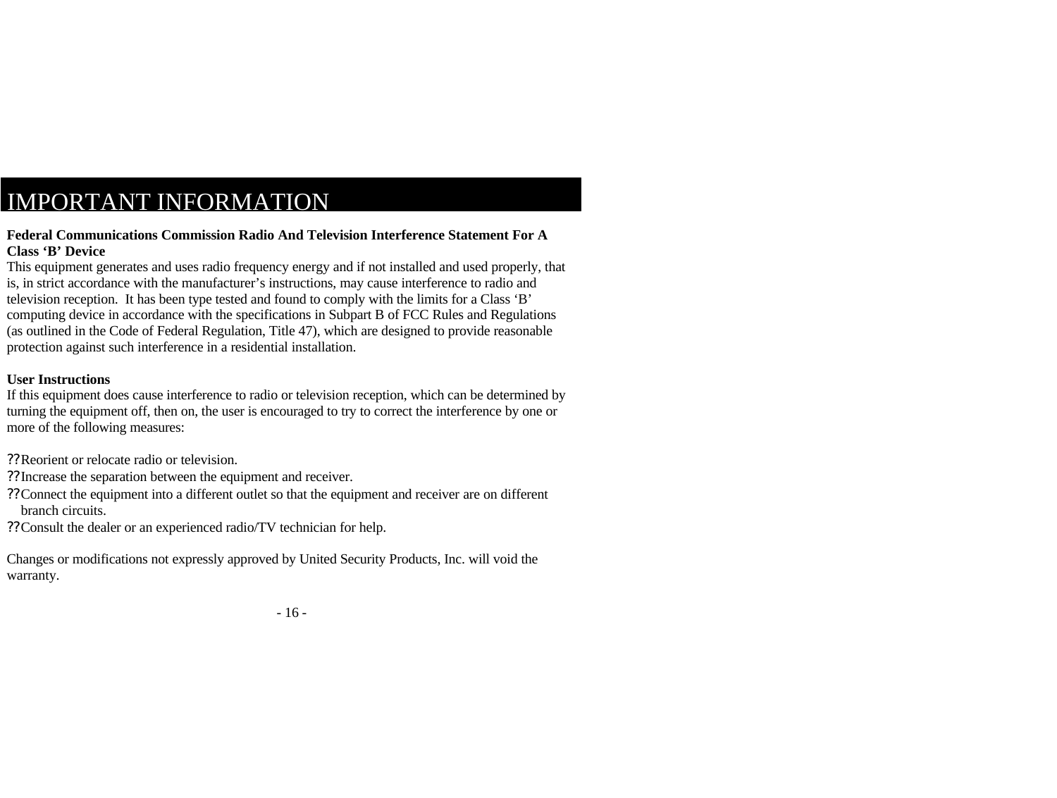# IMPORTANT INFORMATION

**Federal Communications Commission Radio And Television Interference Statement For A Class 'B' Device**

This equipment generates and uses radio frequency energy and if not installed and used properly, that is, in strict accordance with the manufacturer's instructions, may cause interference to radio and television reception. It has been type tested and found to comply with the limits for a Class 'B' computing device in accordance with the specifications in Subpart B of FCC Rules and Regulations (as outlined in the Code of Federal Regulation, Title 47), which are designed to provide reasonable protection against such interference in a residential installation.

**User Instructions**

If this equipment does cause interference to radio or television reception, which can be determined by turning the equipment off, then on, the user is encouraged to try to correct the interference by one or more of the following measures:

- Reorient or relocate radio or television.
- Increase the separation between the equipment and receiver.
- Connect the equipment into a different outlet so that the equipment and receiver are on different branch circuits.
- Consult the dealer or an experienced radio/TV technician for help.

Changes or modifications not expressly approved by United Security Products, Inc. will void the warranty.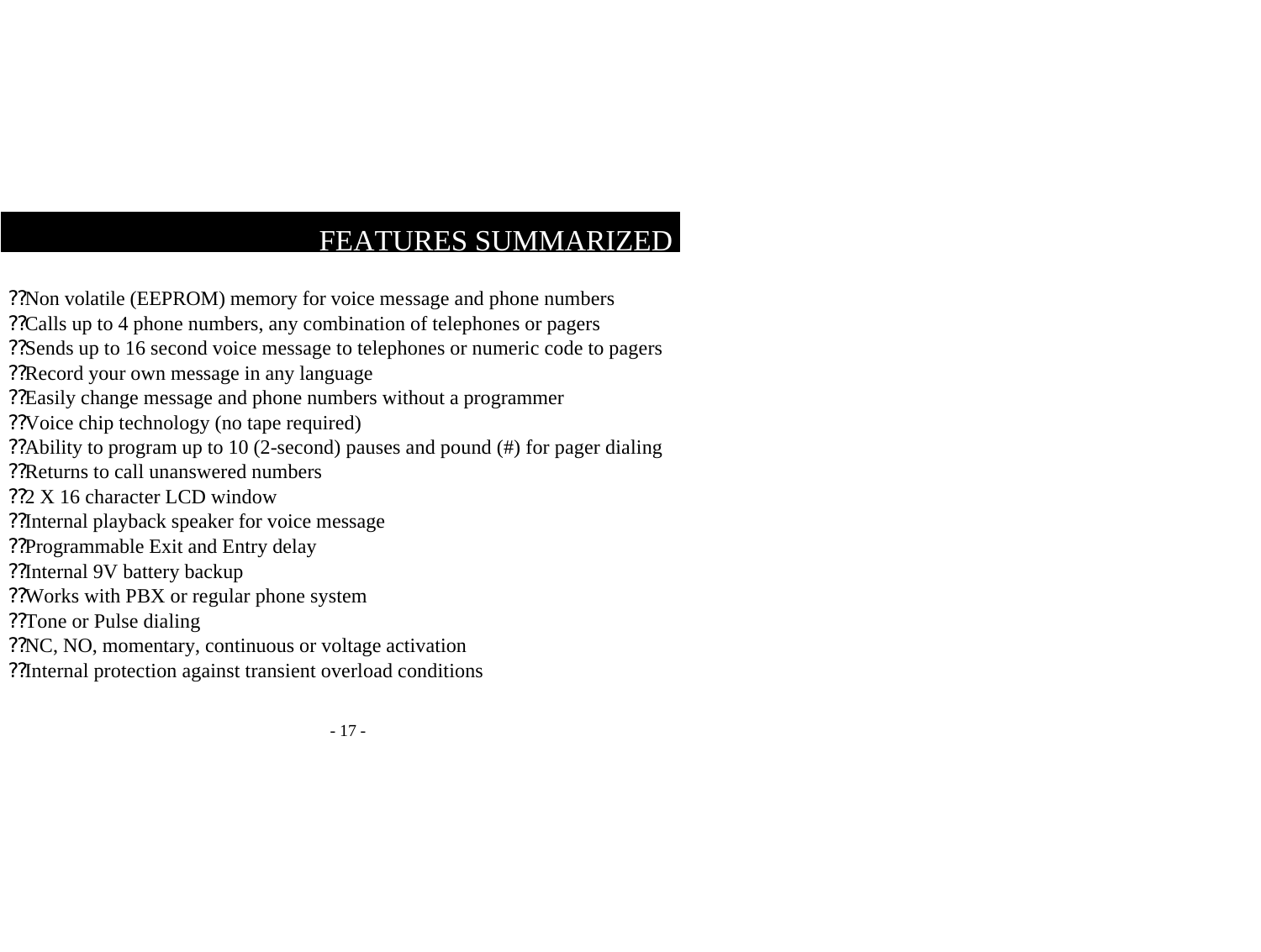# FEATURES SUMMARIZED

- Non volatile (EEPROM) memory for voice message and phone numbers
- Calls up to 4 phone numbers, any combination of telephones or pagers
- Sends up to 16 second voice message to telephones or numeric code to pagers
- Record your own message in any language
- Easily change message and phone numbers without a programmer
- Voice chip technology (no tape required)
- Ability to program up to 10 (2-second) pauses and pound (#) for pager dialing
- Returns to call unanswered numbers
- 2 X 16 character LCD window
- Internal playback speaker for voice message
- Programmable Exit and Entry delay
- Internal 9V battery backup
- Works with PBX or regular phone system
- Tone or Pulse dialing
- NC, NO, momentary, continuous or voltage activation
- Internal protection against transient overload conditions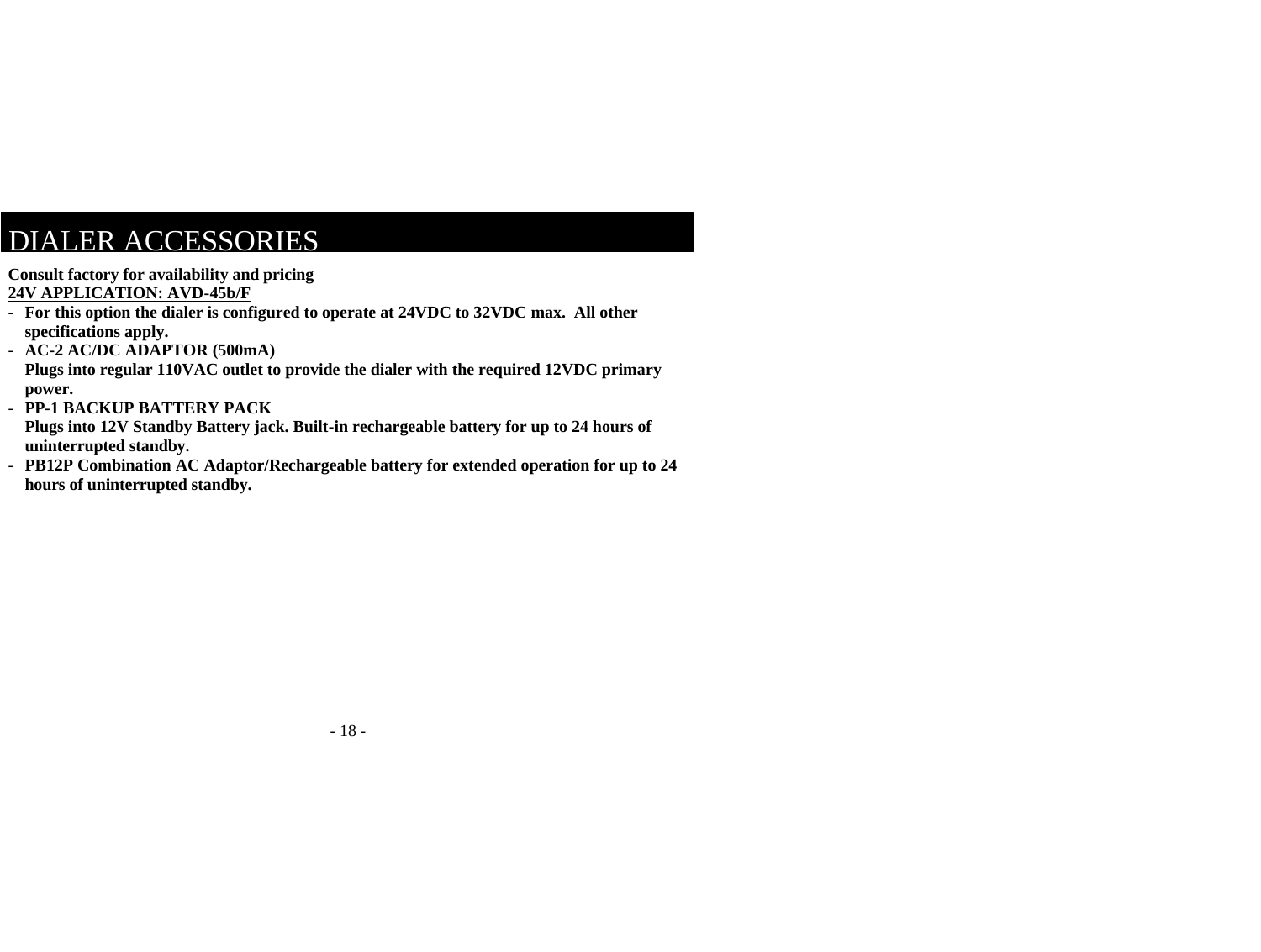# DIALER ACCESSORIES

**Consult factory for availability and pricing**

**<u>24V APPLICATION: AVD-45b/F</u>**

- **For this option the dialer is configured to operate at 24VDC to 32VDC max. All other specifications apply.**
- **AC-2 AC/DC ADAPTOR (500mA)**
  **Plugs into regular 110VAC outlet to provide the dialer with the required 12VDC primary power.**
- **PP-1 BACKUP BATTERY PACK**
  **Plugs into 12V Standby Battery jack. Built-in rechargeable battery for up to 24 hours of uninterrupted standby.**
- **PB12P Combination AC Adaptor/Rechargeable battery for extended operation for up to 24 hours of uninterrupted standby.**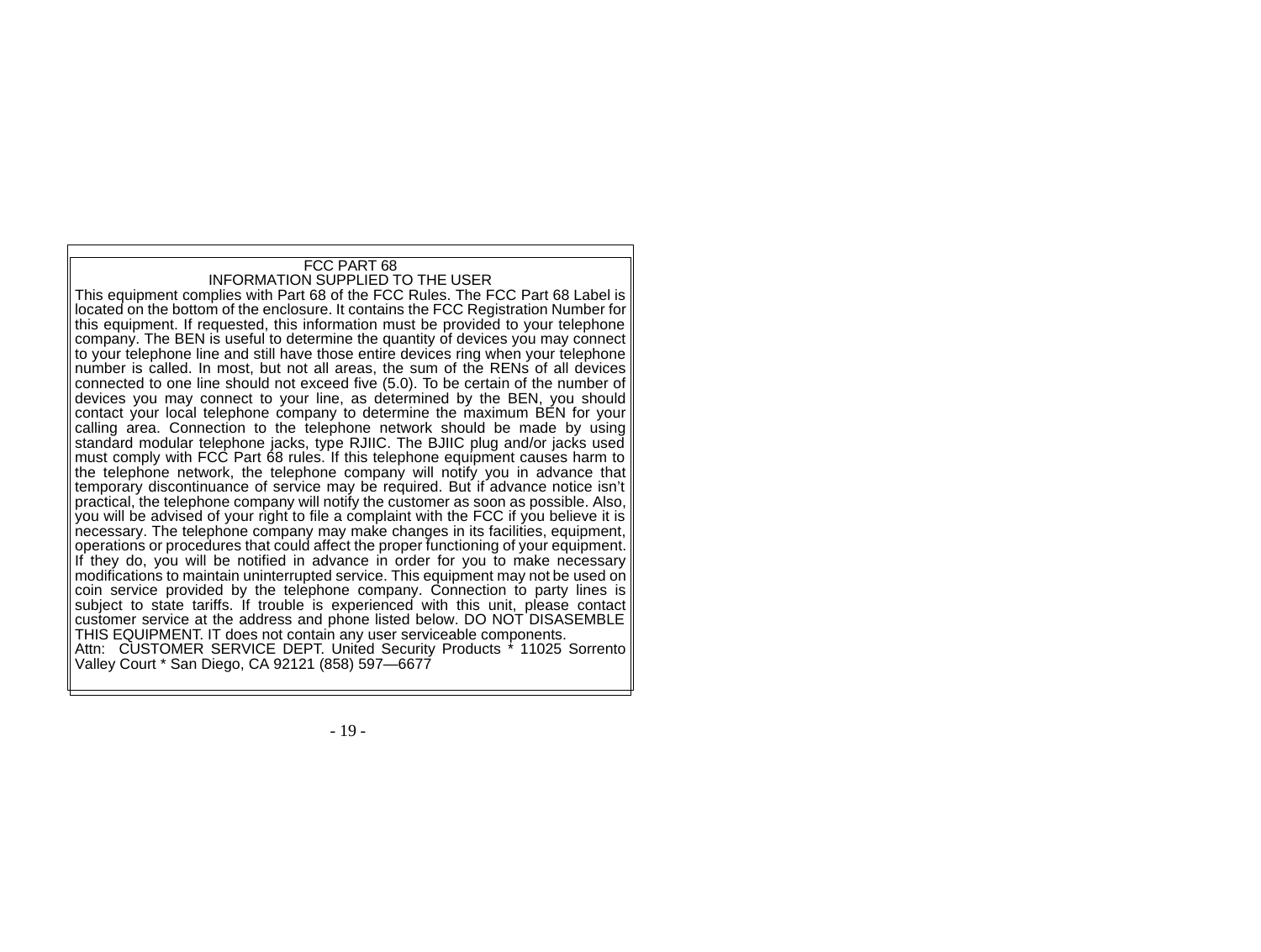## FCC PART 68
## INFORMATION SUPPLIED TO THE USER

This equipment complies with Part 68 of the FCC Rules. The FCC Part 68 Label is located on the bottom of the enclosure. It contains the FCC Registration Number for this equipment. If requested, this information must be provided to your telephone company. The BEN is useful to determine the quantity of devices you may connect to your telephone line and still have those entire devices ring when your telephone number is called. In most, but not all areas, the sum of the RENs of all devices connected to one line should not exceed five (5.0). To be certain of the number of devices you may connect to your line, as determined by the BEN, you should contact your local telephone company to determine the maximum BEN for your calling area. Connection to the telephone network should be made by using standard modular telephone jacks, type RJIIC. The BJIIC plug and/or jacks used must comply with FCC Part 68 rules. If this telephone equipment causes harm to the telephone network, the telephone company will notify you in advance that temporary discontinuance of service may be required. But if advance notice isn't practical, the telephone company will notify the customer as soon as possible. Also, you will be advised of your right to file a complaint with the FCC if you believe it is necessary. The telephone company may make changes in its facilities, equipment, operations or procedures that could affect the proper functioning of your equipment. If they do, you will be notified in advance in order for you to make necessary modifications to maintain uninterrupted service. This equipment may not be used on coin service provided by the telephone company. Connection to party lines is subject to state tariffs. If trouble is experienced with this unit, please contact customer service at the address and phone listed below. DO NOT DISASEMBLE THIS EQUIPMENT. IT does not contain any user serviceable components.

Attn: CUSTOMER SERVICE DEPT. United Security Products * 11025 Sorrento Valley Court * San Diego, CA 92121 (858) 597—6677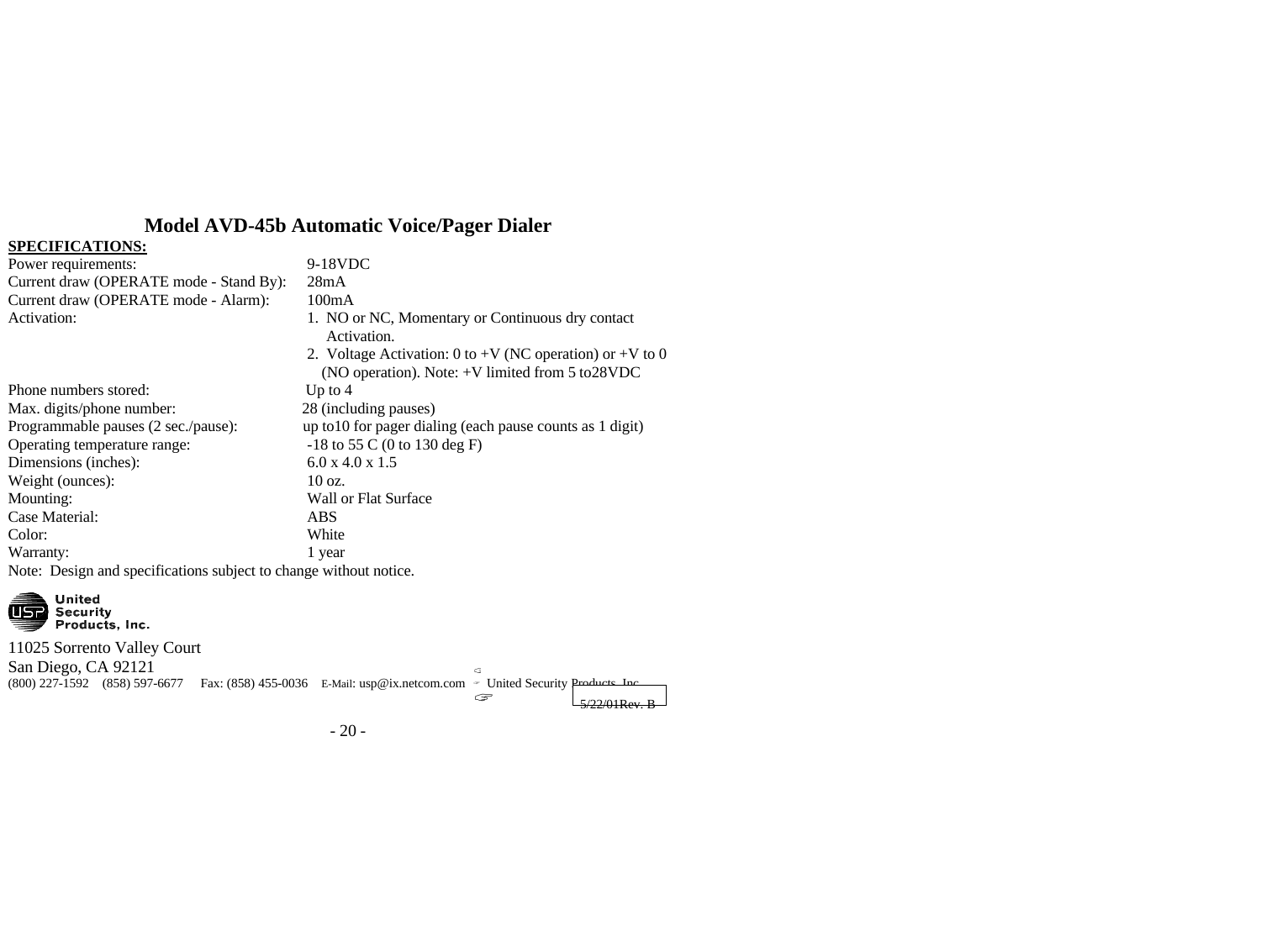# Model AVD-45b Automatic Voice/Pager Dialer

**SPECIFICATIONS:**

| | |
|---|---|
| Power requirements: | 9-18VDC |
| Current draw (OPERATE mode - Stand By): | 28mA |
| Current draw (OPERATE mode - Alarm): | 100mA |
| Activation: | 1. NO or NC, Momentary or Continuous dry contact Activation. 2. Voltage Activation: 0 to +V (NC operation) or +V to 0 (NO operation). Note: +V limited from 5 to28VDC |
| Phone numbers stored: | Up to 4 |
| Max. digits/phone number: | 28 (including pauses) |
| Programmable pauses (2 sec./pause): | up to10 for pager dialing (each pause counts as 1 digit) |
| Operating temperature range: | -18 to 55 C (0 to 130 deg F) |
| Dimensions (inches): | 6.0 x 4.0 x 1.5 |
| Weight (ounces): | 10 oz. |
| Mounting: | Wall or Flat Surface |
| Case Material: | ABS |
| Color: | White |
| Warranty: | 1 year |

Note: Design and specifications subject to change without notice.

United Security Products, Inc.

11025 Sorrento Valley Court
San Diego, CA 92121
(800) 227-1592 (858) 597-6677 Fax: (858) 455-0036 E-Mail: usp@ix.netcom.com © United Security Products, Inc.

5/22/01Rev. B